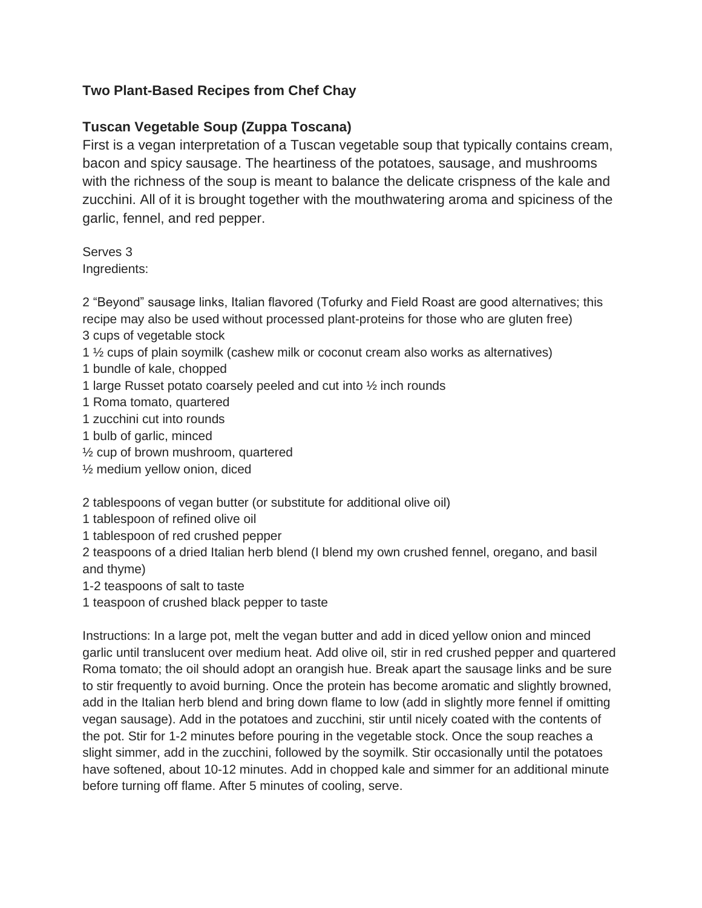**Two Plant-Based Recipes from Chef Chay**

## Tuscan Vegetable Soup (Zuppa Toscana)

First is a vegan interpretation of a Tuscan vegetable soup that typically contains cream, bacon and spicy sausage. The heartiness of the potatoes, sausage, and mushrooms with the richness of the soup is meant to balance the delicate crispness of the kale and zucchini. All of it is brought together with the mouthwatering aroma and spiciness of the garlic, fennel, and red pepper.

Serves 3

Ingredients:

2 "Beyond" sausage links, Italian flavored (Tofurky and Field Roast are good alternatives; this recipe may also be used without processed plant-proteins for those who are gluten free)
3 cups of vegetable stock
1 ½ cups of plain soymilk (cashew milk or coconut cream also works as alternatives)
1 bundle of kale, chopped
1 large Russet potato coarsely peeled and cut into ½ inch rounds
1 Roma tomato, quartered
1 zucchini cut into rounds
1 bulb of garlic, minced
½ cup of brown mushroom, quartered
½ medium yellow onion, diced

2 tablespoons of vegan butter (or substitute for additional olive oil)
1 tablespoon of refined olive oil
1 tablespoon of red crushed pepper
2 teaspoons of a dried Italian herb blend (I blend my own crushed fennel, oregano, and basil and thyme)
1-2 teaspoons of salt to taste
1 teaspoon of crushed black pepper to taste

Instructions: In a large pot, melt the vegan butter and add in diced yellow onion and minced garlic until translucent over medium heat. Add olive oil, stir in red crushed pepper and quartered Roma tomato; the oil should adopt an orangish hue. Break apart the sausage links and be sure to stir frequently to avoid burning. Once the protein has become aromatic and slightly browned, add in the Italian herb blend and bring down flame to low (add in slightly more fennel if omitting vegan sausage). Add in the potatoes and zucchini, stir until nicely coated with the contents of the pot. Stir for 1-2 minutes before pouring in the vegetable stock. Once the soup reaches a slight simmer, add in the zucchini, followed by the soymilk. Stir occasionally until the potatoes have softened, about 10-12 minutes. Add in chopped kale and simmer for an additional minute before turning off flame. After 5 minutes of cooling, serve.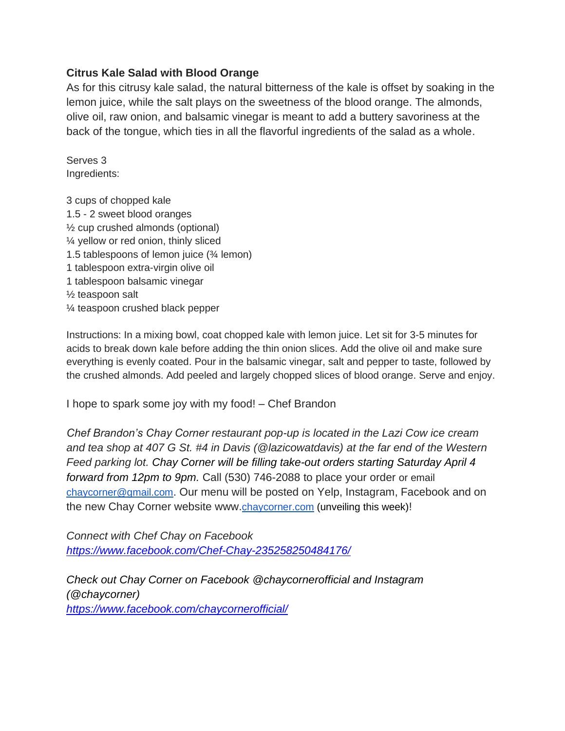**Citrus Kale Salad with Blood Orange**

As for this citrusy kale salad, the natural bitterness of the kale is offset by soaking in the lemon juice, while the salt plays on the sweetness of the blood orange. The almonds, olive oil, raw onion, and balsamic vinegar is meant to add a buttery savoriness at the back of the tongue, which ties in all the flavorful ingredients of the salad as a whole.

Serves 3
Ingredients:

3 cups of chopped kale
1.5 - 2 sweet blood oranges
½ cup crushed almonds (optional)
¼ yellow or red onion, thinly sliced
1.5 tablespoons of lemon juice (¾ lemon)
1 tablespoon extra-virgin olive oil
1 tablespoon balsamic vinegar
½ teaspoon salt
¼ teaspoon crushed black pepper

Instructions: In a mixing bowl, coat chopped kale with lemon juice. Let sit for 3-5 minutes for acids to break down kale before adding the thin onion slices. Add the olive oil and make sure everything is evenly coated. Pour in the balsamic vinegar, salt and pepper to taste, followed by the crushed almonds. Add peeled and largely chopped slices of blood orange. Serve and enjoy.

I hope to spark some joy with my food! – Chef Brandon

*Chef Brandon's Chay Corner restaurant pop-up is located in the Lazi Cow ice cream and tea shop at 407 G St. #4 in Davis (@lazicowatdavis) at the far end of the Western Feed parking lot. Chay Corner will be filling take-out orders starting Saturday April 4 forward from 12pm to 9pm.* Call (530) 746-2088 to place your order or email chaycorner@gmail.com. Our menu will be posted on Yelp, Instagram, Facebook and on the new Chay Corner website www.chaycorner.com (unveiling this week)!

*Connect with Chef Chay on Facebook*
*https://www.facebook.com/Chef-Chay-235258250484176/*

*Check out Chay Corner on Facebook @chaycornerofficial and Instagram (@chaycorner)*
*https://www.facebook.com/chaycornerofficial/*